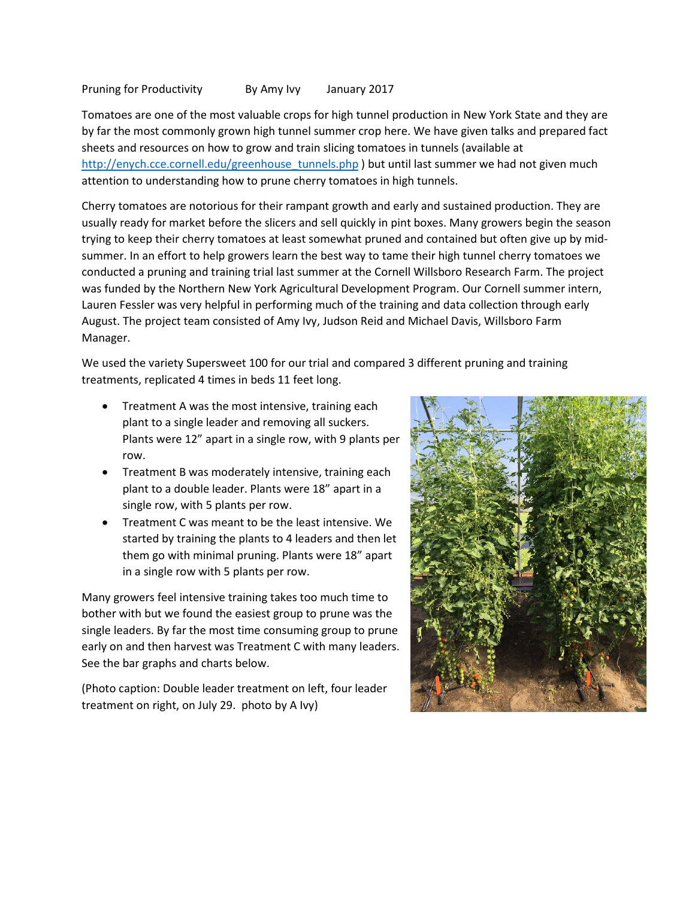Pruning for Productivity    By Amy Ivy    January 2017

Tomatoes are one of the most valuable crops for high tunnel production in New York State and they are by far the most commonly grown high tunnel summer crop here. We have given talks and prepared fact sheets and resources on how to grow and train slicing tomatoes in tunnels (available at http://enych.cce.cornell.edu/greenhouse_tunnels.php ) but until last summer we had not given much attention to understanding how to prune cherry tomatoes in high tunnels.

Cherry tomatoes are notorious for their rampant growth and early and sustained production. They are usually ready for market before the slicers and sell quickly in pint boxes. Many growers begin the season trying to keep their cherry tomatoes at least somewhat pruned and contained but often give up by mid-summer. In an effort to help growers learn the best way to tame their high tunnel cherry tomatoes we conducted a pruning and training trial last summer at the Cornell Willsboro Research Farm. The project was funded by the Northern New York Agricultural Development Program. Our Cornell summer intern, Lauren Fessler was very helpful in performing much of the training and data collection through early August. The project team consisted of Amy Ivy, Judson Reid and Michael Davis, Willsboro Farm Manager.

We used the variety Supersweet 100 for our trial and compared 3 different pruning and training treatments, replicated 4 times in beds 11 feet long.

- Treatment A was the most intensive, training each plant to a single leader and removing all suckers. Plants were 12" apart in a single row, with 9 plants per row.
- Treatment B was moderately intensive, training each plant to a double leader. Plants were 18" apart in a single row, with 5 plants per row.
- Treatment C was meant to be the least intensive. We started by training the plants to 4 leaders and then let them go with minimal pruning. Plants were 18" apart in a single row with 5 plants per row.

Many growers feel intensive training takes too much time to bother with but we found the easiest group to prune was the single leaders. By far the most time consuming group to prune early on and then harvest was Treatment C with many leaders. See the bar graphs and charts below.

(Photo caption: Double leader treatment on left, four leader treatment on right, on July 29. photo by A Ivy)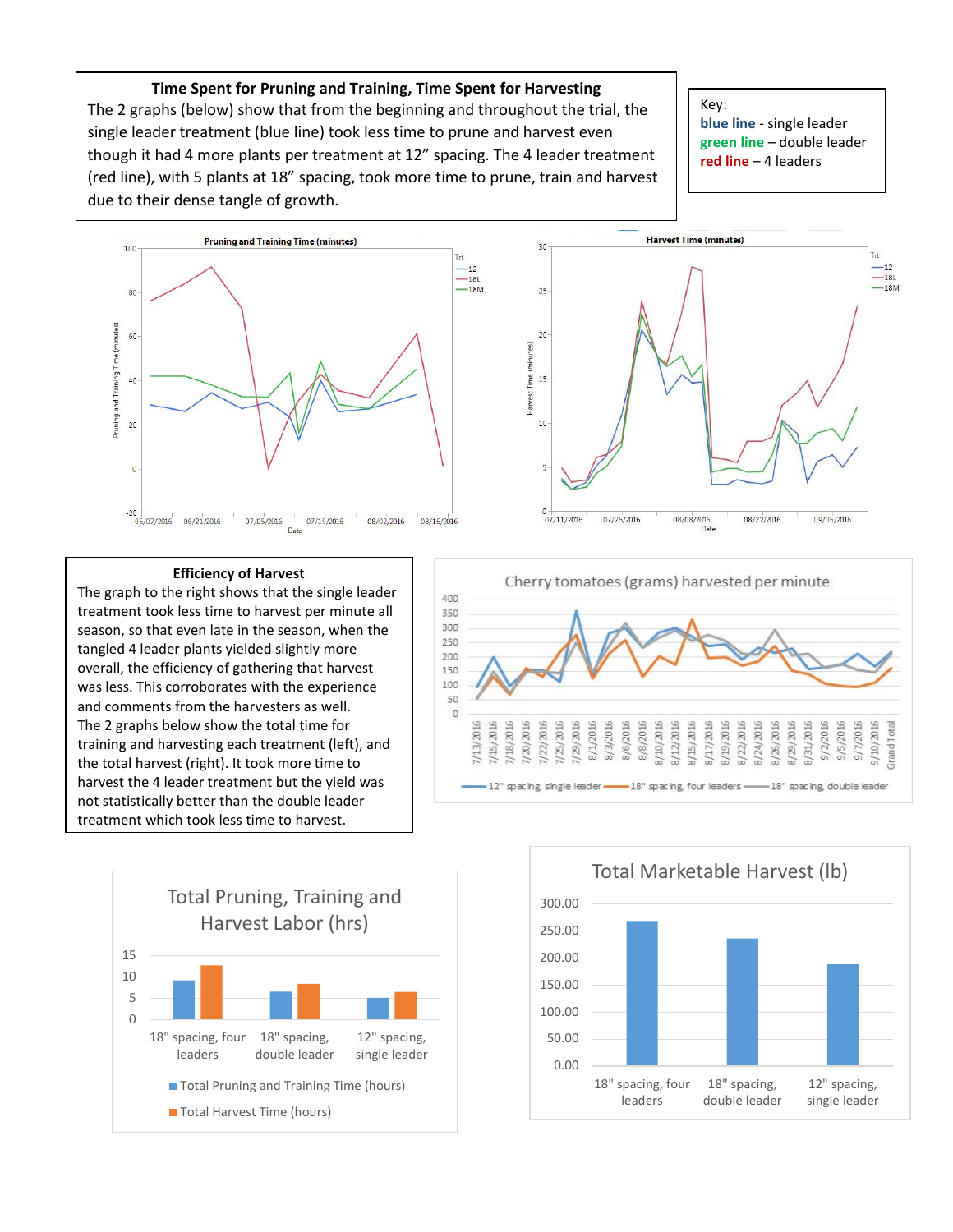**Time Spent for Pruning and Training, Time Spent for Harvesting**

The 2 graphs (below) show that from the beginning and throughout the trial, the single leader treatment (blue line) took less time to prune and harvest even though it had 4 more plants per treatment at 12" spacing. The 4 leader treatment (red line), with 5 plants at 18" spacing, took more time to prune, train and harvest due to their dense tangle of growth.

Key:
**blue line** - single leader
**green line** – double leader
**red line** – 4 leaders

**Efficiency of Harvest**

The graph to the right shows that the single leader treatment took less time to harvest per minute all season, so that even late in the season, when the tangled 4 leader plants yielded slightly more overall, the efficiency of gathering that harvest was less. This corroborates with the experience and comments from the harvesters as well.

The 2 graphs below show the total time for training and harvesting each treatment (left), and the total harvest (right). It took more time to harvest the 4 leader treatment but the yield was not statistically better than the double leader treatment which took less time to harvest.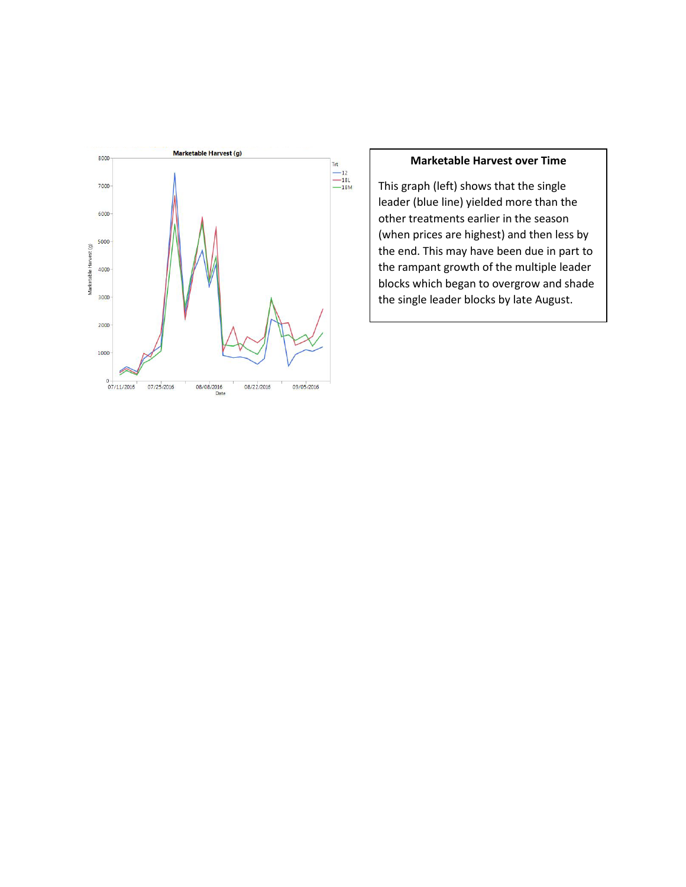Marketable Harvest (g)

Marketable Harvest (g)

8000
7000
6000
5000
4000
3000
2000
1000
0

07/11/2016
07/25/2016
08/08/2016
08/22/2016
09/05/2016

Date

Trt
12
18L
18M

**Marketable Harvest over Time**

This graph (left) shows that the single leader (blue line) yielded more than the other treatments earlier in the season (when prices are highest) and then less by the end. This may have been due in part to the rampant growth of the multiple leader blocks which began to overgrow and shade the single leader blocks by late August.